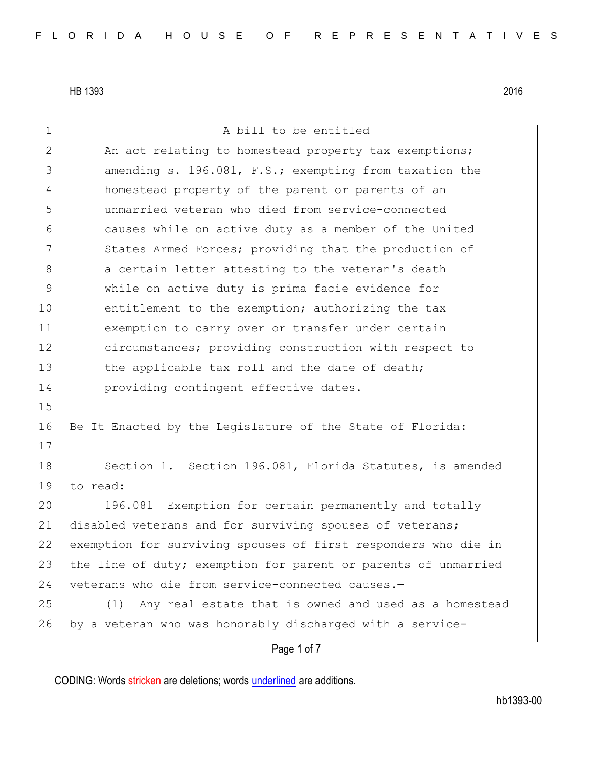HB 1393 2016

A bill to be entitled

An act relating to homestead property tax exemptions; amending s. 196.081, F.S.; exempting from taxation the homestead property of the parent or parents of an unmarried veteran who died from service-connected causes while on active duty as a member of the United States Armed Forces; providing that the production of a certain letter attesting to the veteran's death while on active duty is prima facie evidence for entitlement to the exemption; authorizing the tax exemption to carry over or transfer under certain circumstances; providing construction with respect to the applicable tax roll and the date of death; providing contingent effective dates.

Be It Enacted by the Legislature of the State of Florida:

Section 1. Section 196.081, Florida Statutes, is amended to read:

196.081 Exemption for certain permanently and totally disabled veterans and for surviving spouses of veterans; exemption for surviving spouses of first responders who die in the line of duty; exemption for parent or parents of unmarried veterans who die from service-connected causes.—

(1) Any real estate that is owned and used as a homestead by a veteran who was honorably discharged with a service-

CODING: Words ~~stricken~~ are deletions; words underlined are additions.

hb1393-00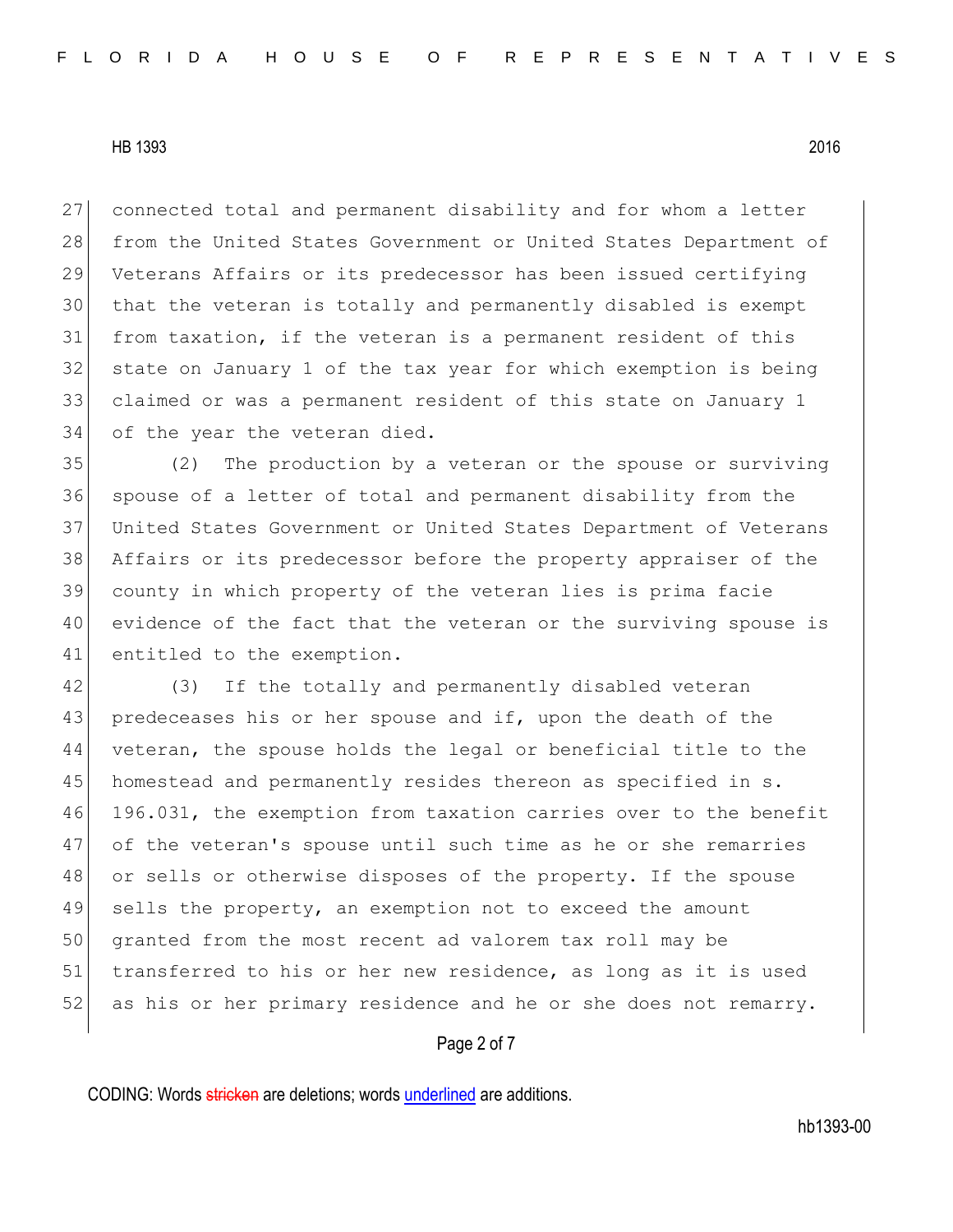connected total and permanent disability and for whom a letter from the United States Government or United States Department of Veterans Affairs or its predecessor has been issued certifying that the veteran is totally and permanently disabled is exempt from taxation, if the veteran is a permanent resident of this state on January 1 of the tax year for which exemption is being claimed or was a permanent resident of this state on January 1 of the year the veteran died.

(2) The production by a veteran or the spouse or surviving spouse of a letter of total and permanent disability from the United States Government or United States Department of Veterans Affairs or its predecessor before the property appraiser of the county in which property of the veteran lies is prima facie evidence of the fact that the veteran or the surviving spouse is entitled to the exemption.

(3) If the totally and permanently disabled veteran predeceases his or her spouse and if, upon the death of the veteran, the spouse holds the legal or beneficial title to the homestead and permanently resides thereon as specified in s. 196.031, the exemption from taxation carries over to the benefit of the veteran's spouse until such time as he or she remarries or sells or otherwise disposes of the property. If the spouse sells the property, an exemption not to exceed the amount granted from the most recent ad valorem tax roll may be transferred to his or her new residence, as long as it is used as his or her primary residence and he or she does not remarry.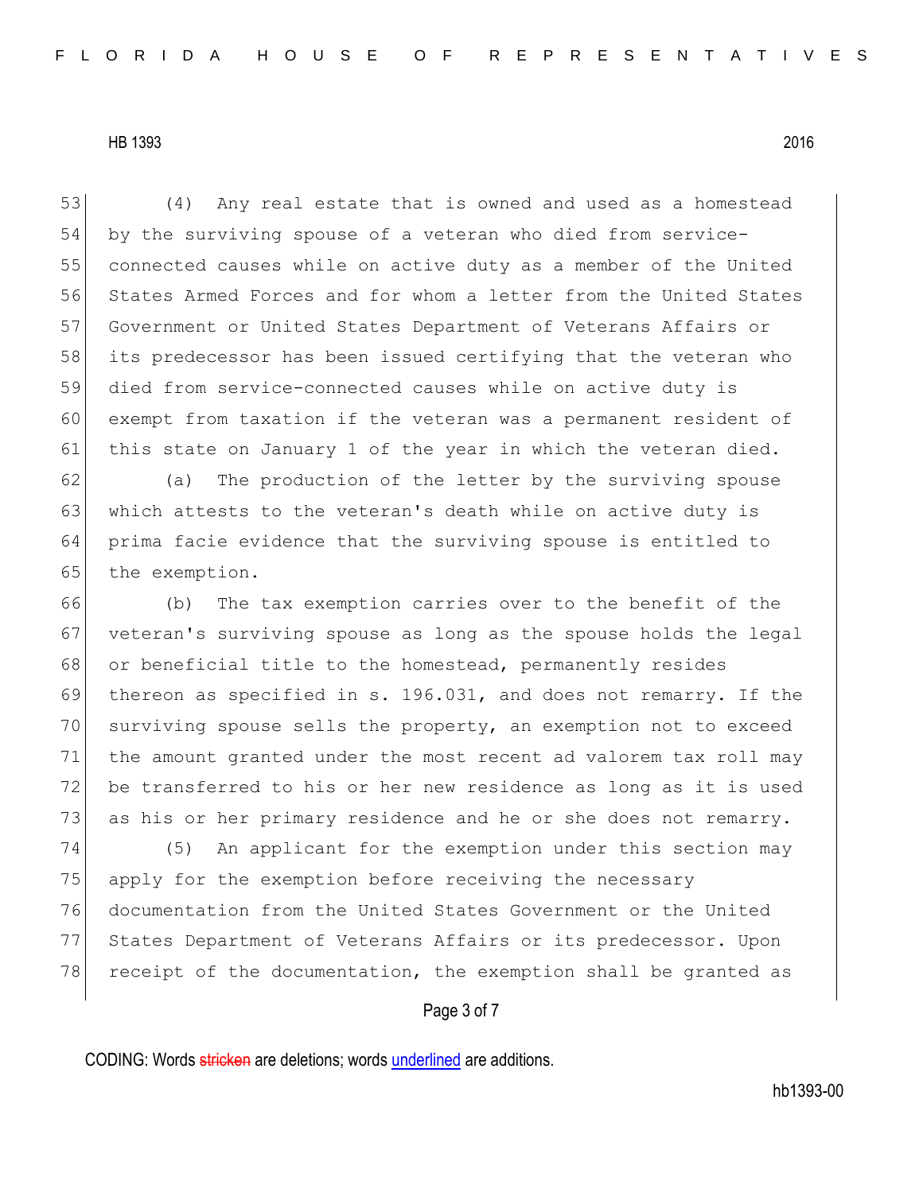(4) Any real estate that is owned and used as a homestead by the surviving spouse of a veteran who died from service-connected causes while on active duty as a member of the United States Armed Forces and for whom a letter from the United States Government or United States Department of Veterans Affairs or its predecessor has been issued certifying that the veteran who died from service-connected causes while on active duty is exempt from taxation if the veteran was a permanent resident of this state on January 1 of the year in which the veteran died.

(a) The production of the letter by the surviving spouse which attests to the veteran's death while on active duty is prima facie evidence that the surviving spouse is entitled to the exemption.

(b) The tax exemption carries over to the benefit of the veteran's surviving spouse as long as the spouse holds the legal or beneficial title to the homestead, permanently resides thereon as specified in s. 196.031, and does not remarry. If the surviving spouse sells the property, an exemption not to exceed the amount granted under the most recent ad valorem tax roll may be transferred to his or her new residence as long as it is used as his or her primary residence and he or she does not remarry.

(5) An applicant for the exemption under this section may apply for the exemption before receiving the necessary documentation from the United States Government or the United States Department of Veterans Affairs or its predecessor. Upon receipt of the documentation, the exemption shall be granted as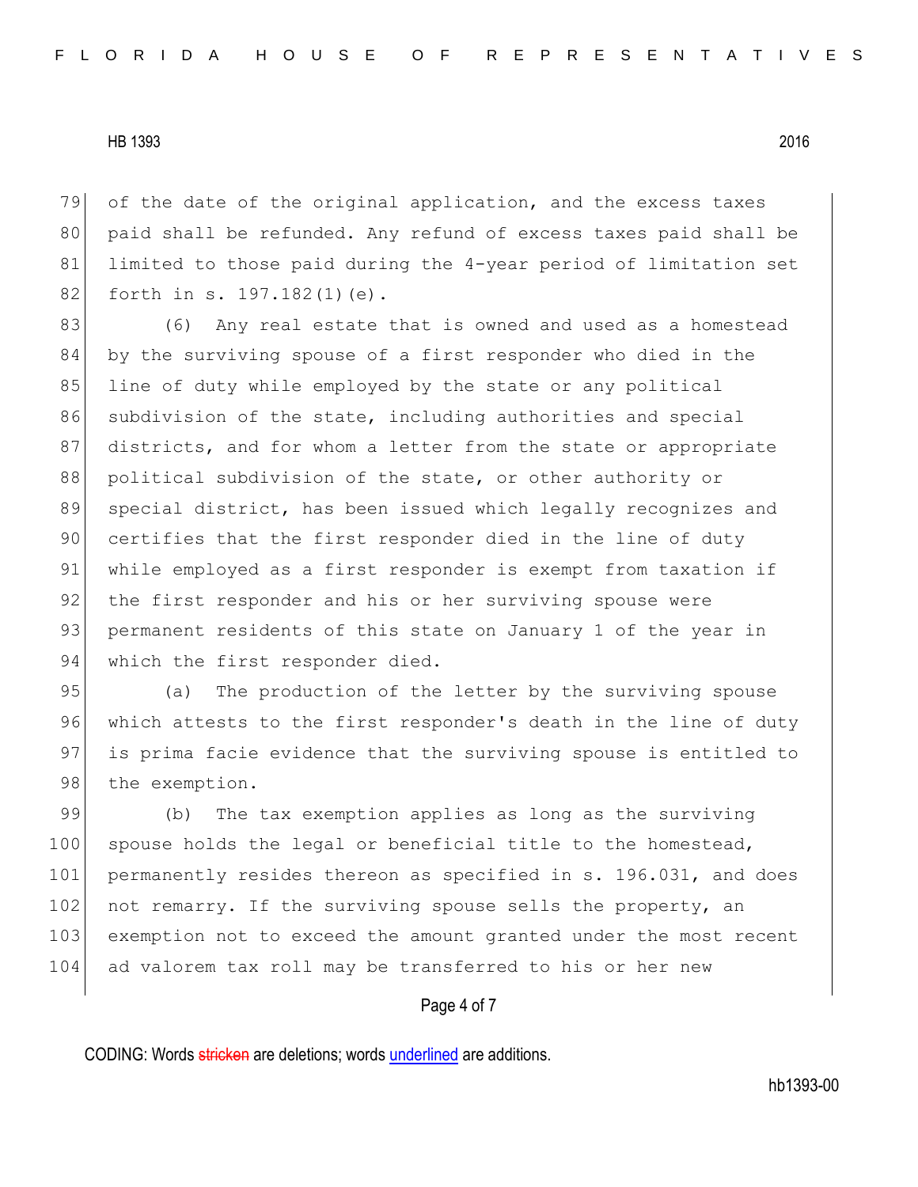of the date of the original application, and the excess taxes paid shall be refunded. Any refund of excess taxes paid shall be limited to those paid during the 4-year period of limitation set forth in s. 197.182(1)(e).

(6) Any real estate that is owned and used as a homestead by the surviving spouse of a first responder who died in the line of duty while employed by the state or any political subdivision of the state, including authorities and special districts, and for whom a letter from the state or appropriate political subdivision of the state, or other authority or special district, has been issued which legally recognizes and certifies that the first responder died in the line of duty while employed as a first responder is exempt from taxation if the first responder and his or her surviving spouse were permanent residents of this state on January 1 of the year in which the first responder died.

(a) The production of the letter by the surviving spouse which attests to the first responder's death in the line of duty is prima facie evidence that the surviving spouse is entitled to the exemption.

(b) The tax exemption applies as long as the surviving spouse holds the legal or beneficial title to the homestead, permanently resides thereon as specified in s. 196.031, and does not remarry. If the surviving spouse sells the property, an exemption not to exceed the amount granted under the most recent ad valorem tax roll may be transferred to his or her new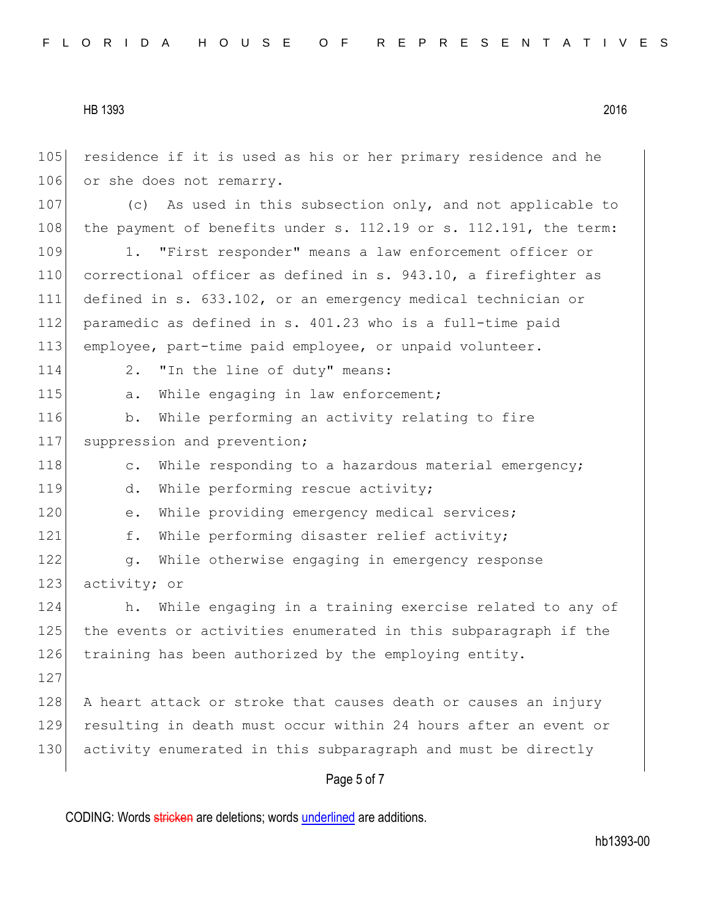residence if it is used as his or her primary residence and he or she does not remarry.

(c) As used in this subsection only, and not applicable to the payment of benefits under s. 112.19 or s. 112.191, the term:

1. "First responder" means a law enforcement officer or correctional officer as defined in s. 943.10, a firefighter as defined in s. 633.102, or an emergency medical technician or paramedic as defined in s. 401.23 who is a full-time paid employee, part-time paid employee, or unpaid volunteer.

2. "In the line of duty" means:

a. While engaging in law enforcement;

b. While performing an activity relating to fire suppression and prevention;

c. While responding to a hazardous material emergency;

d. While performing rescue activity;

e. While providing emergency medical services;

f. While performing disaster relief activity;

g. While otherwise engaging in emergency response activity; or

h. While engaging in a training exercise related to any of the events or activities enumerated in this subparagraph if the training has been authorized by the employing entity.

A heart attack or stroke that causes death or causes an injury resulting in death must occur within 24 hours after an event or activity enumerated in this subparagraph and must be directly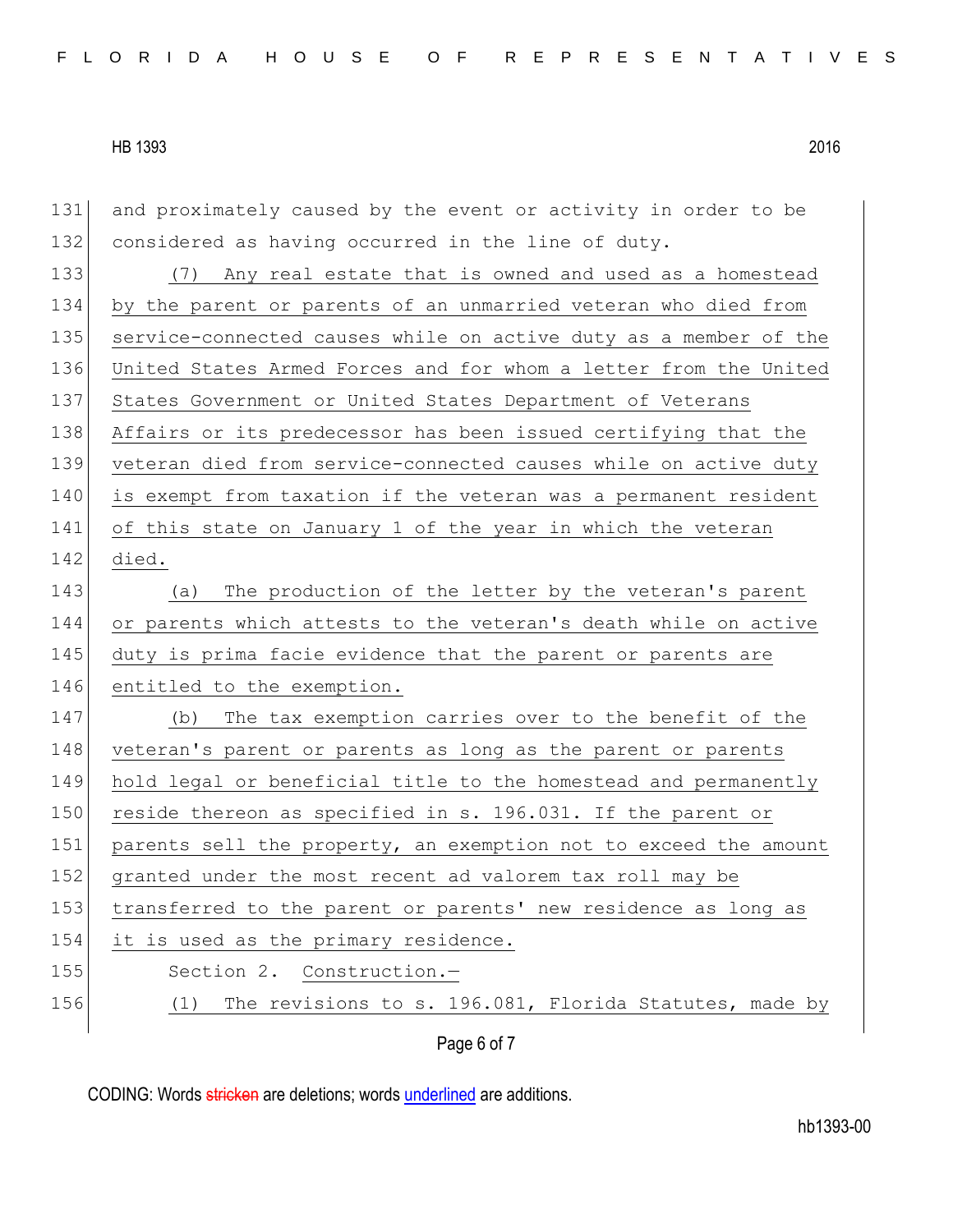and proximately caused by the event or activity in order to be considered as having occurred in the line of duty.

<u>(7) Any real estate that is owned and used as a homestead by the parent or parents of an unmarried veteran who died from service-connected causes while on active duty as a member of the United States Armed Forces and for whom a letter from the United States Government or United States Department of Veterans Affairs or its predecessor has been issued certifying that the veteran died from service-connected causes while on active duty is exempt from taxation if the veteran was a permanent resident of this state on January 1 of the year in which the veteran died.</u>

<u>(a) The production of the letter by the veteran's parent or parents which attests to the veteran's death while on active duty is prima facie evidence that the parent or parents are entitled to the exemption.</u>

<u>(b) The tax exemption carries over to the benefit of the veteran's parent or parents as long as the parent or parents hold legal or beneficial title to the homestead and permanently reside thereon as specified in s. 196.031. If the parent or parents sell the property, an exemption not to exceed the amount granted under the most recent ad valorem tax roll may be transferred to the parent or parents' new residence as long as it is used as the primary residence.</u>

Section 2. <u>Construction.—</u>

<u>(1) The revisions to s. 196.081, Florida Statutes, made by</u>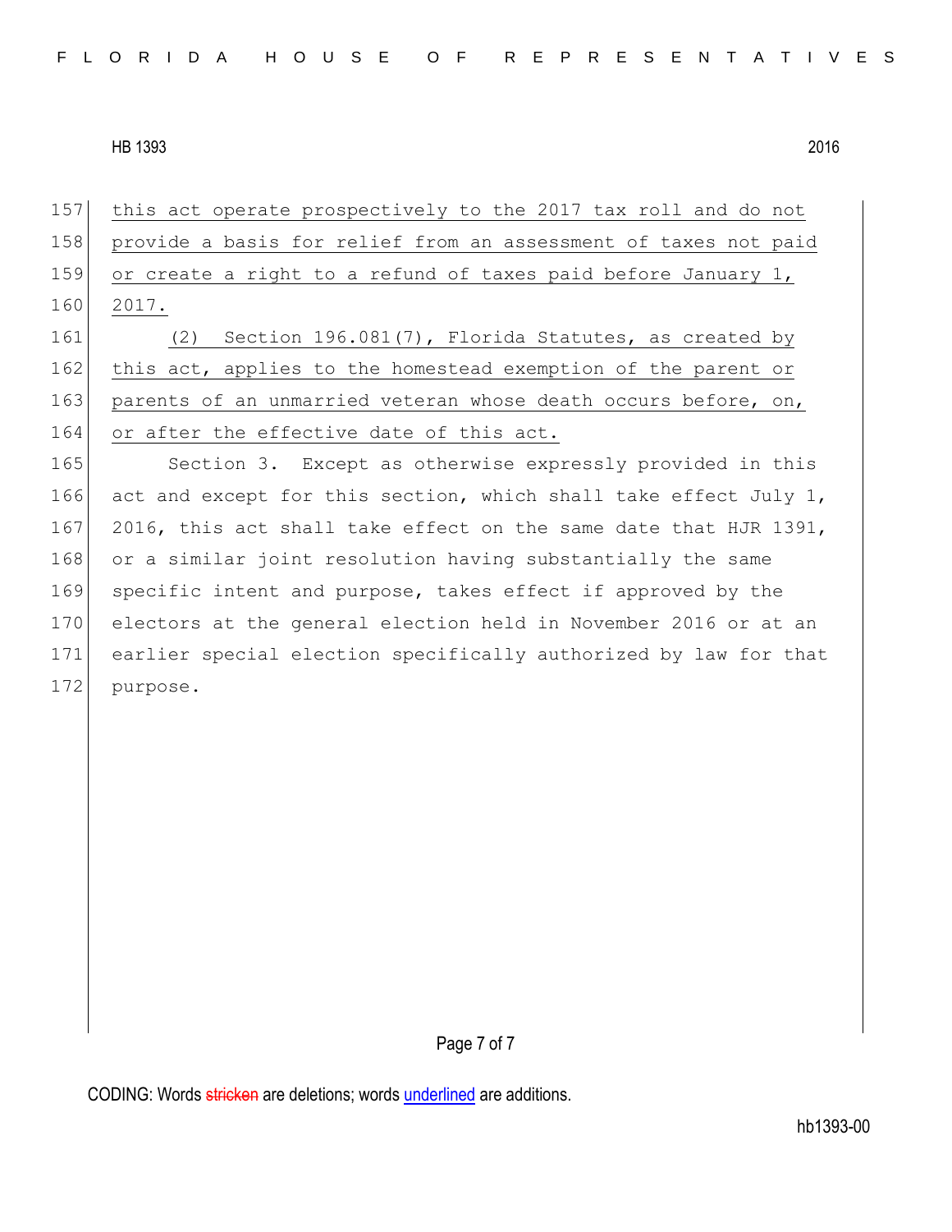this act operate prospectively to the 2017 tax roll and do not provide a basis for relief from an assessment of taxes not paid or create a right to a refund of taxes paid before January 1, 2017.

(2) Section 196.081(7), Florida Statutes, as created by this act, applies to the homestead exemption of the parent or parents of an unmarried veteran whose death occurs before, on, or after the effective date of this act.

Section 3. Except as otherwise expressly provided in this act and except for this section, which shall take effect July 1, 2016, this act shall take effect on the same date that HJR 1391, or a similar joint resolution having substantially the same specific intent and purpose, takes effect if approved by the electors at the general election held in November 2016 or at an earlier special election specifically authorized by law for that purpose.